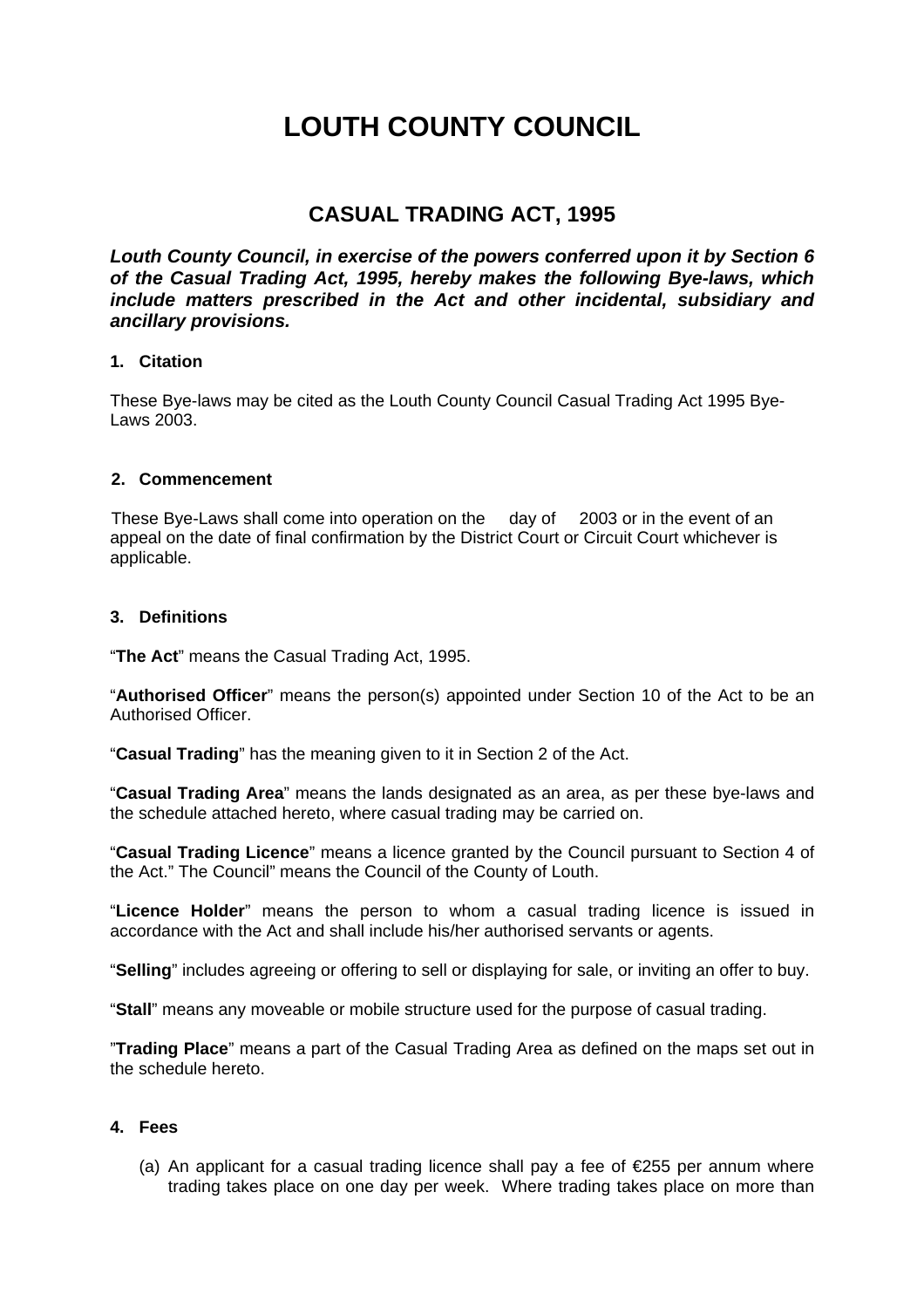# LOUTH COUNTY COUNCIL

## CASUAL TRADING ACT, 1995

***Louth County Council, in exercise of the powers conferred upon it by Section 6 of the Casual Trading Act, 1995, hereby makes the following Bye-laws, which include matters prescribed in the Act and other incidental, subsidiary and ancillary provisions.***

### 1. Citation

These Bye-laws may be cited as the Louth County Council Casual Trading Act 1995 Bye-Laws 2003.

### 2. Commencement

These Bye-Laws shall come into operation on the day of 2003 or in the event of an appeal on the date of final confirmation by the District Court or Circuit Court whichever is applicable.

### 3. Definitions

"**The Act**" means the Casual Trading Act, 1995.

"**Authorised Officer**" means the person(s) appointed under Section 10 of the Act to be an Authorised Officer.

"**Casual Trading**" has the meaning given to it in Section 2 of the Act.

"**Casual Trading Area**" means the lands designated as an area, as per these bye-laws and the schedule attached hereto, where casual trading may be carried on.

"**Casual Trading Licence**" means a licence granted by the Council pursuant to Section 4 of the Act." The Council" means the Council of the County of Louth.

"**Licence Holder**" means the person to whom a casual trading licence is issued in accordance with the Act and shall include his/her authorised servants or agents.

"**Selling**" includes agreeing or offering to sell or displaying for sale, or inviting an offer to buy.

"**Stall**" means any moveable or mobile structure used for the purpose of casual trading.

"**Trading Place**" means a part of the Casual Trading Area as defined on the maps set out in the schedule hereto.

### 4. Fees

(a) An applicant for a casual trading licence shall pay a fee of €255 per annum where trading takes place on one day per week. Where trading takes place on more than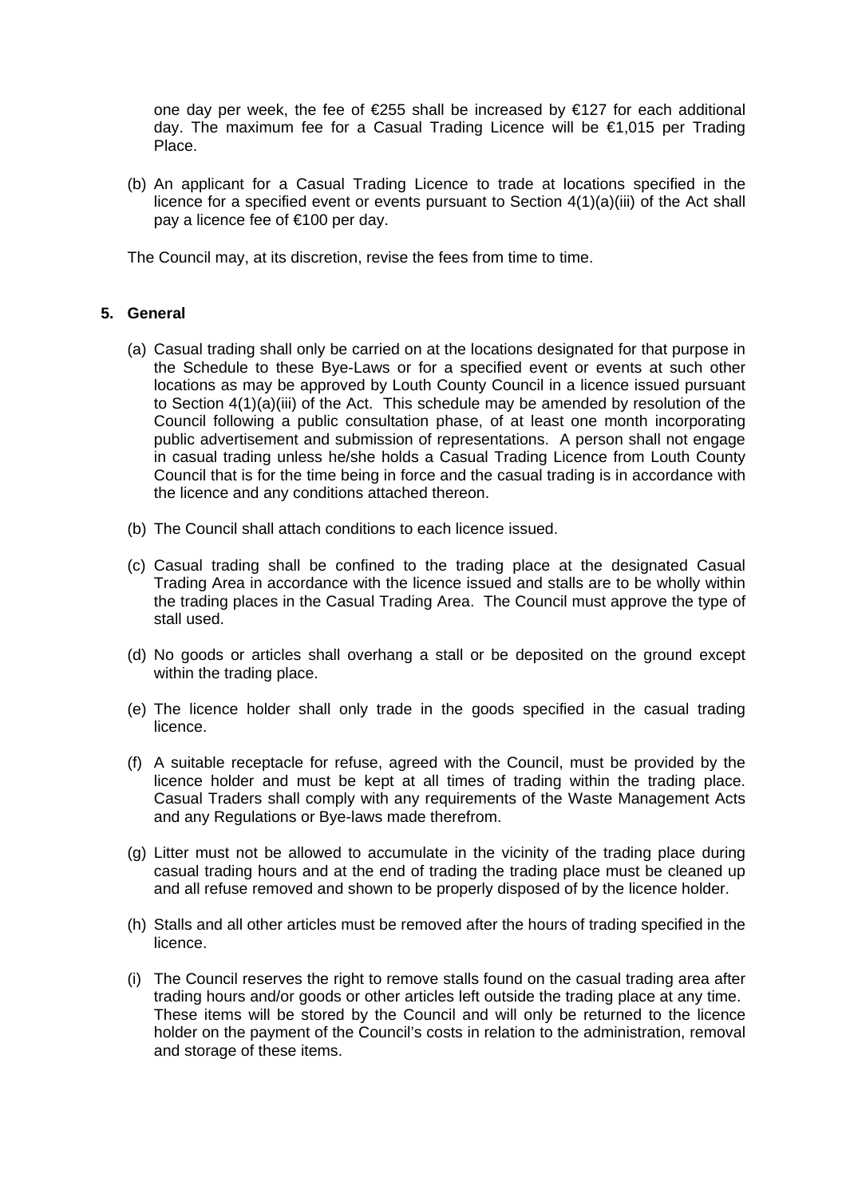one day per week, the fee of €255 shall be increased by €127 for each additional day. The maximum fee for a Casual Trading Licence will be €1,015 per Trading Place.

(b) An applicant for a Casual Trading Licence to trade at locations specified in the licence for a specified event or events pursuant to Section 4(1)(a)(iii) of the Act shall pay a licence fee of €100 per day.

The Council may, at its discretion, revise the fees from time to time.

**5. General**

(a) Casual trading shall only be carried on at the locations designated for that purpose in the Schedule to these Bye-Laws or for a specified event or events at such other locations as may be approved by Louth County Council in a licence issued pursuant to Section 4(1)(a)(iii) of the Act. This schedule may be amended by resolution of the Council following a public consultation phase, of at least one month incorporating public advertisement and submission of representations. A person shall not engage in casual trading unless he/she holds a Casual Trading Licence from Louth County Council that is for the time being in force and the casual trading is in accordance with the licence and any conditions attached thereon.

(b) The Council shall attach conditions to each licence issued.

(c) Casual trading shall be confined to the trading place at the designated Casual Trading Area in accordance with the licence issued and stalls are to be wholly within the trading places in the Casual Trading Area. The Council must approve the type of stall used.

(d) No goods or articles shall overhang a stall or be deposited on the ground except within the trading place.

(e) The licence holder shall only trade in the goods specified in the casual trading licence.

(f) A suitable receptacle for refuse, agreed with the Council, must be provided by the licence holder and must be kept at all times of trading within the trading place. Casual Traders shall comply with any requirements of the Waste Management Acts and any Regulations or Bye-laws made therefrom.

(g) Litter must not be allowed to accumulate in the vicinity of the trading place during casual trading hours and at the end of trading the trading place must be cleaned up and all refuse removed and shown to be properly disposed of by the licence holder.

(h) Stalls and all other articles must be removed after the hours of trading specified in the licence.

(i) The Council reserves the right to remove stalls found on the casual trading area after trading hours and/or goods or other articles left outside the trading place at any time. These items will be stored by the Council and will only be returned to the licence holder on the payment of the Council's costs in relation to the administration, removal and storage of these items.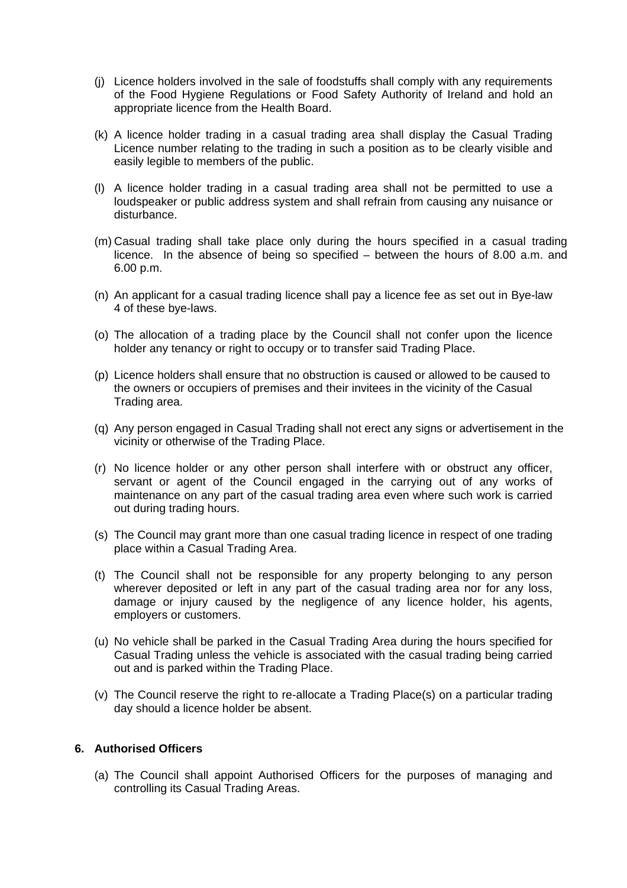(j) Licence holders involved in the sale of foodstuffs shall comply with any requirements of the Food Hygiene Regulations or Food Safety Authority of Ireland and hold an appropriate licence from the Health Board.

(k) A licence holder trading in a casual trading area shall display the Casual Trading Licence number relating to the trading in such a position as to be clearly visible and easily legible to members of the public.

(l) A licence holder trading in a casual trading area shall not be permitted to use a loudspeaker or public address system and shall refrain from causing any nuisance or disturbance.

(m) Casual trading shall take place only during the hours specified in a casual trading licence. In the absence of being so specified – between the hours of 8.00 a.m. and 6.00 p.m.

(n) An applicant for a casual trading licence shall pay a licence fee as set out in Bye-law 4 of these bye-laws.

(o) The allocation of a trading place by the Council shall not confer upon the licence holder any tenancy or right to occupy or to transfer said Trading Place.

(p) Licence holders shall ensure that no obstruction is caused or allowed to be caused to the owners or occupiers of premises and their invitees in the vicinity of the Casual Trading area.

(q) Any person engaged in Casual Trading shall not erect any signs or advertisement in the vicinity or otherwise of the Trading Place.

(r) No licence holder or any other person shall interfere with or obstruct any officer, servant or agent of the Council engaged in the carrying out of any works of maintenance on any part of the casual trading area even where such work is carried out during trading hours.

(s) The Council may grant more than one casual trading licence in respect of one trading place within a Casual Trading Area.

(t) The Council shall not be responsible for any property belonging to any person wherever deposited or left in any part of the casual trading area nor for any loss, damage or injury caused by the negligence of any licence holder, his agents, employers or customers.

(u) No vehicle shall be parked in the Casual Trading Area during the hours specified for Casual Trading unless the vehicle is associated with the casual trading being carried out and is parked within the Trading Place.

(v) The Council reserve the right to re-allocate a Trading Place(s) on a particular trading day should a licence holder be absent.

**6. Authorised Officers**

(a) The Council shall appoint Authorised Officers for the purposes of managing and controlling its Casual Trading Areas.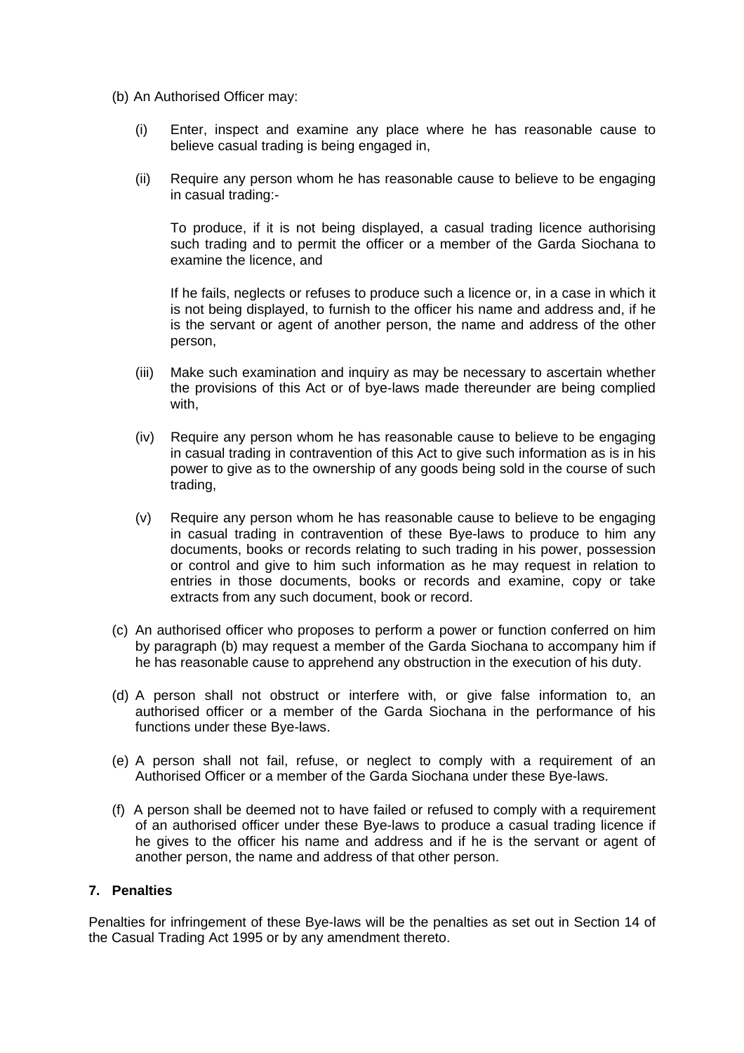(b) An Authorised Officer may:

(i) Enter, inspect and examine any place where he has reasonable cause to believe casual trading is being engaged in,

(ii) Require any person whom he has reasonable cause to believe to be engaging in casual trading:-

To produce, if it is not being displayed, a casual trading licence authorising such trading and to permit the officer or a member of the Garda Siochana to examine the licence, and

If he fails, neglects or refuses to produce such a licence or, in a case in which it is not being displayed, to furnish to the officer his name and address and, if he is the servant or agent of another person, the name and address of the other person,

(iii) Make such examination and inquiry as may be necessary to ascertain whether the provisions of this Act or of bye-laws made thereunder are being complied with,

(iv) Require any person whom he has reasonable cause to believe to be engaging in casual trading in contravention of this Act to give such information as is in his power to give as to the ownership of any goods being sold in the course of such trading,

(v) Require any person whom he has reasonable cause to believe to be engaging in casual trading in contravention of these Bye-laws to produce to him any documents, books or records relating to such trading in his power, possession or control and give to him such information as he may request in relation to entries in those documents, books or records and examine, copy or take extracts from any such document, book or record.

(c) An authorised officer who proposes to perform a power or function conferred on him by paragraph (b) may request a member of the Garda Siochana to accompany him if he has reasonable cause to apprehend any obstruction in the execution of his duty.

(d) A person shall not obstruct or interfere with, or give false information to, an authorised officer or a member of the Garda Siochana in the performance of his functions under these Bye-laws.

(e) A person shall not fail, refuse, or neglect to comply with a requirement of an Authorised Officer or a member of the Garda Siochana under these Bye-laws.

(f) A person shall be deemed not to have failed or refused to comply with a requirement of an authorised officer under these Bye-laws to produce a casual trading licence if he gives to the officer his name and address and if he is the servant or agent of another person, the name and address of that other person.

**7. Penalties**

Penalties for infringement of these Bye-laws will be the penalties as set out in Section 14 of the Casual Trading Act 1995 or by any amendment thereto.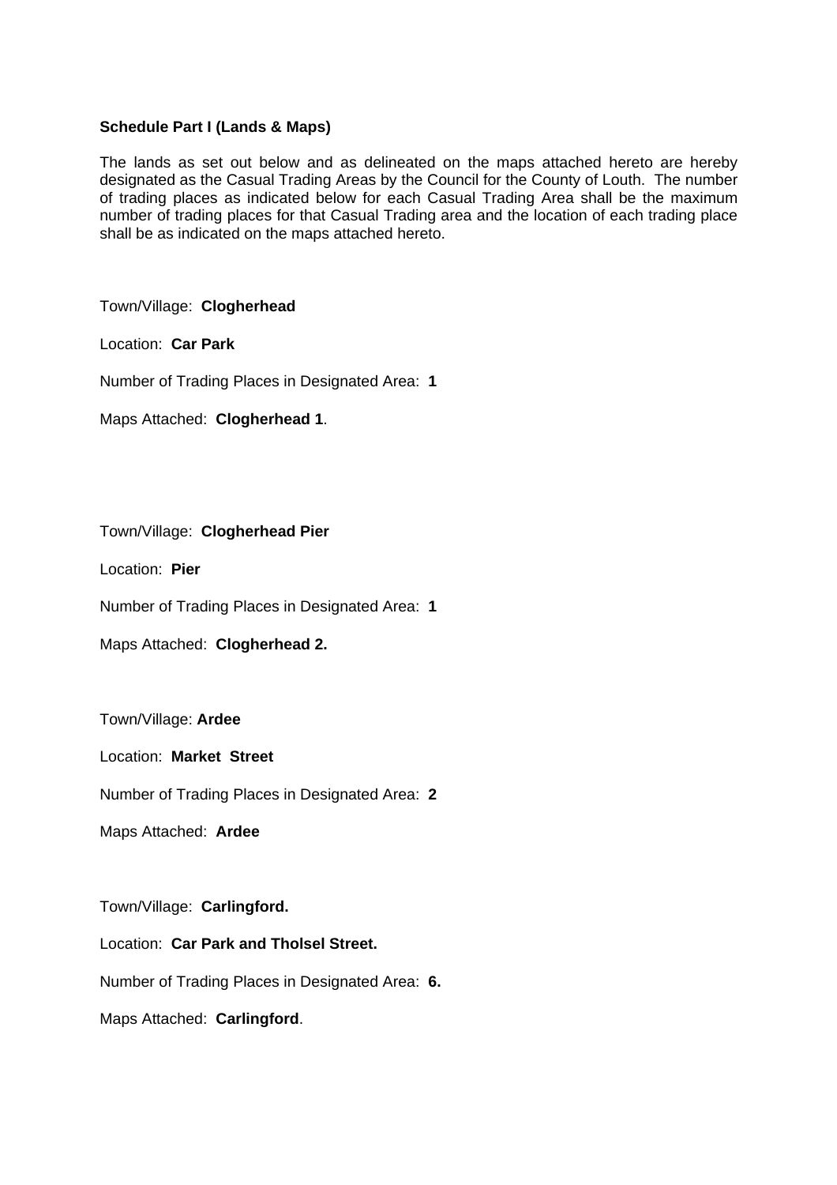**Schedule Part I (Lands & Maps)**

The lands as set out below and as delineated on the maps attached hereto are hereby designated as the Casual Trading Areas by the Council for the County of Louth. The number of trading places as indicated below for each Casual Trading Area shall be the maximum number of trading places for that Casual Trading area and the location of each trading place shall be as indicated on the maps attached hereto.

Town/Village: **Clogherhead**

Location: **Car Park**

Number of Trading Places in Designated Area: **1**

Maps Attached: **Clogherhead 1**.

Town/Village: **Clogherhead Pier**

Location: **Pier**

Number of Trading Places in Designated Area: **1**

Maps Attached: **Clogherhead 2.**

Town/Village: **Ardee**

Location: **Market Street**

Number of Trading Places in Designated Area: **2**

Maps Attached: **Ardee**

Town/Village: **Carlingford.**

Location: **Car Park and Tholsel Street.**

Number of Trading Places in Designated Area: **6.**

Maps Attached: **Carlingford**.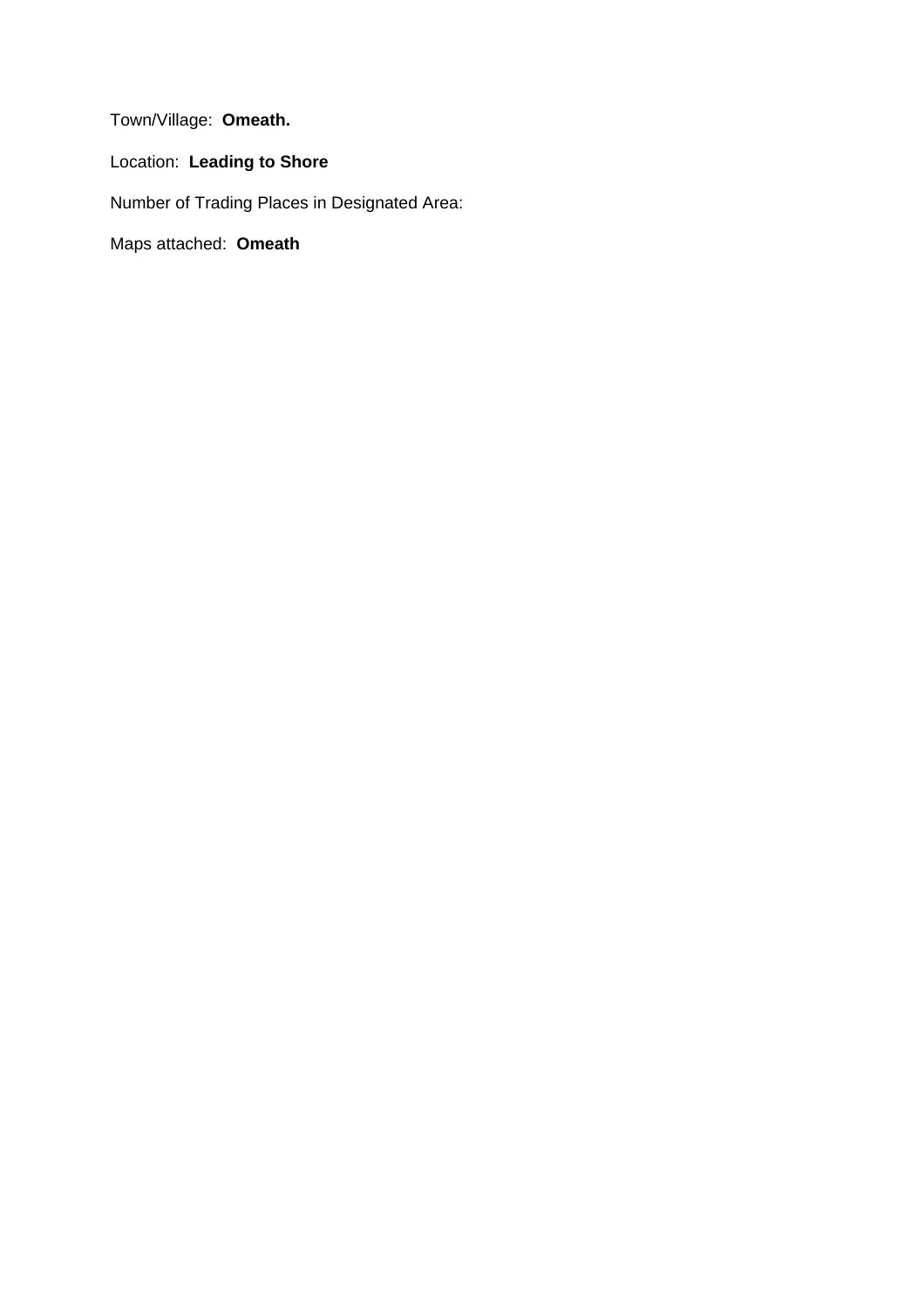Town/Village: **Omeath.**

Location: **Leading to Shore**

Number of Trading Places in Designated Area:

Maps attached: **Omeath**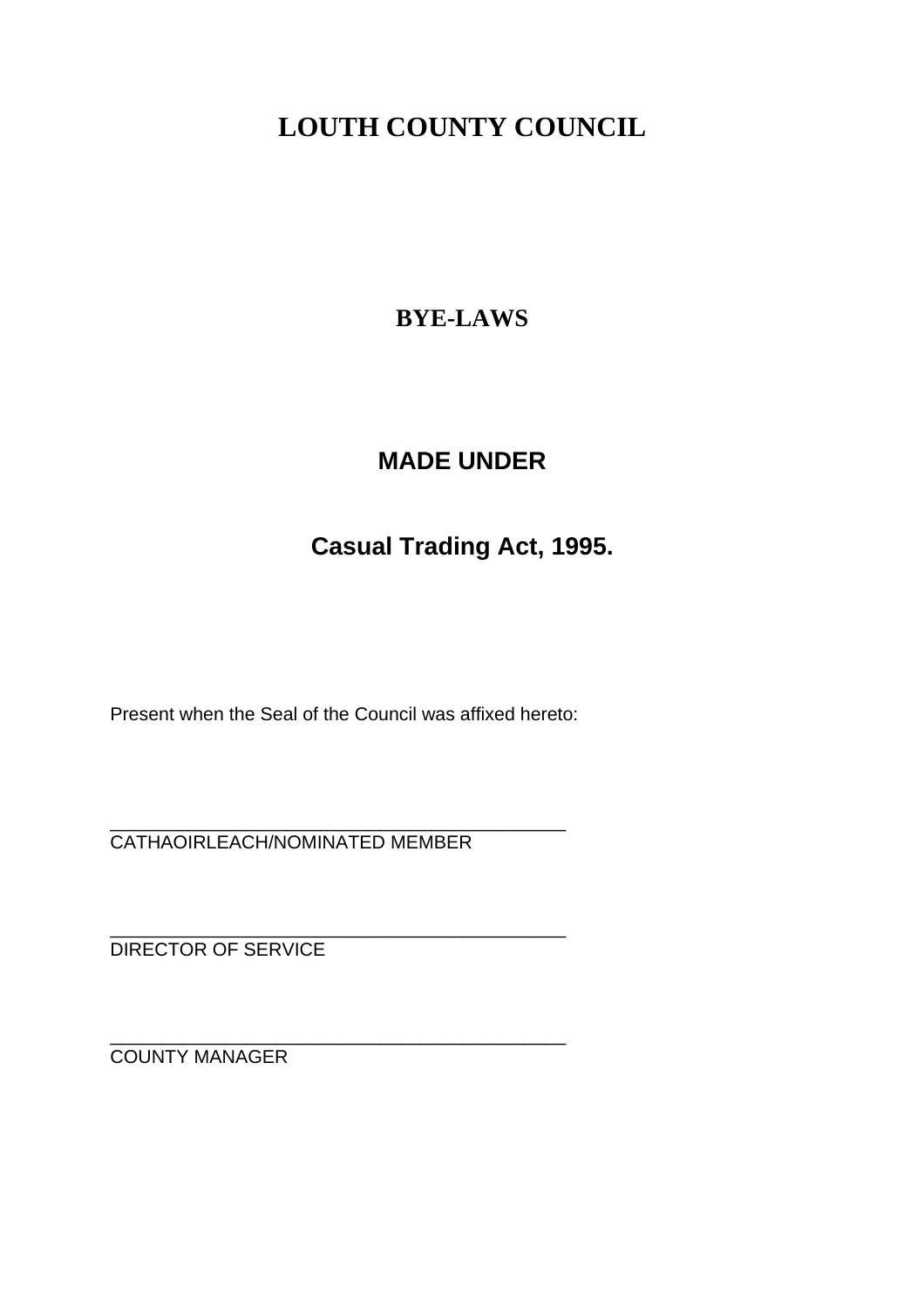# LOUTH COUNTY COUNCIL

## BYE-LAWS

## MADE UNDER

## Casual Trading Act, 1995.

Present when the Seal of the Council was affixed hereto:

_____________________________________________
CATHAOIRLEACH/NOMINATED MEMBER

_____________________________________________
DIRECTOR OF SERVICE

_____________________________________________
COUNTY MANAGER